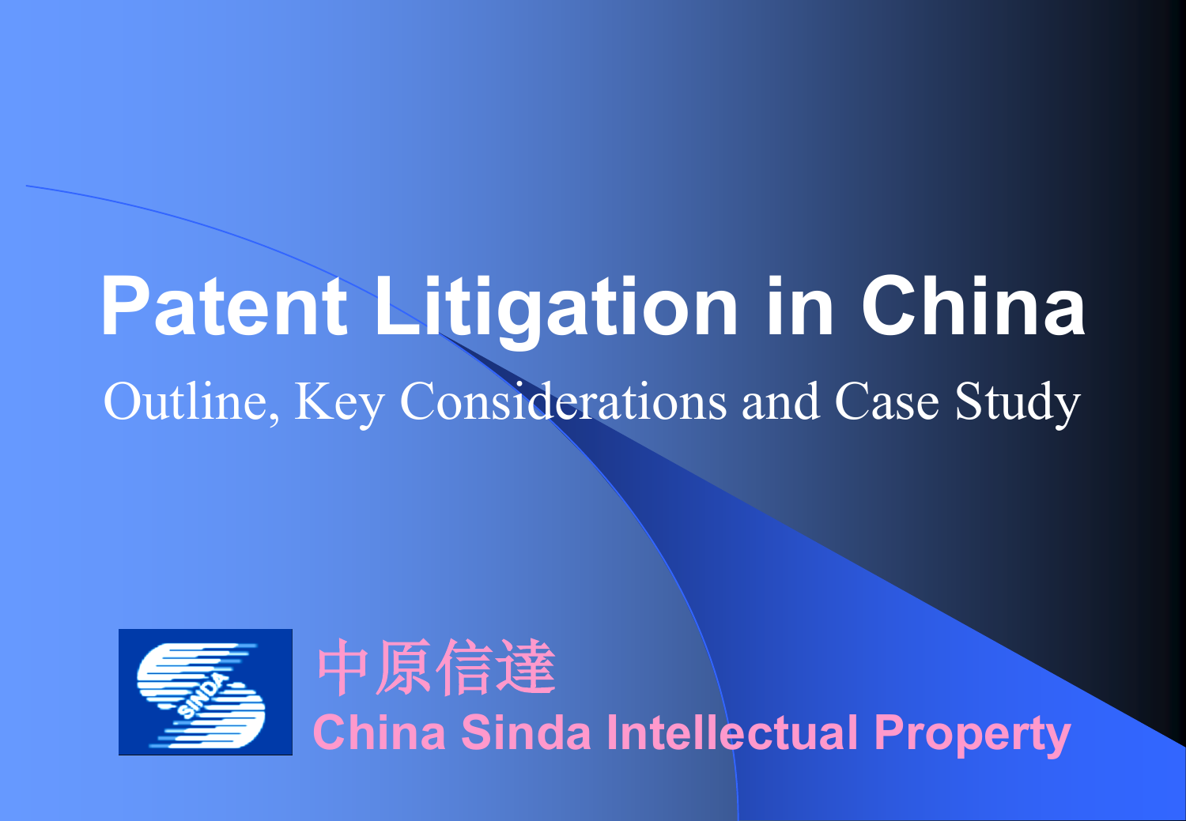# Patent Litigation in China

Outline, Key Considerations and Case Study

中原信達

China Sinda Intellectual Property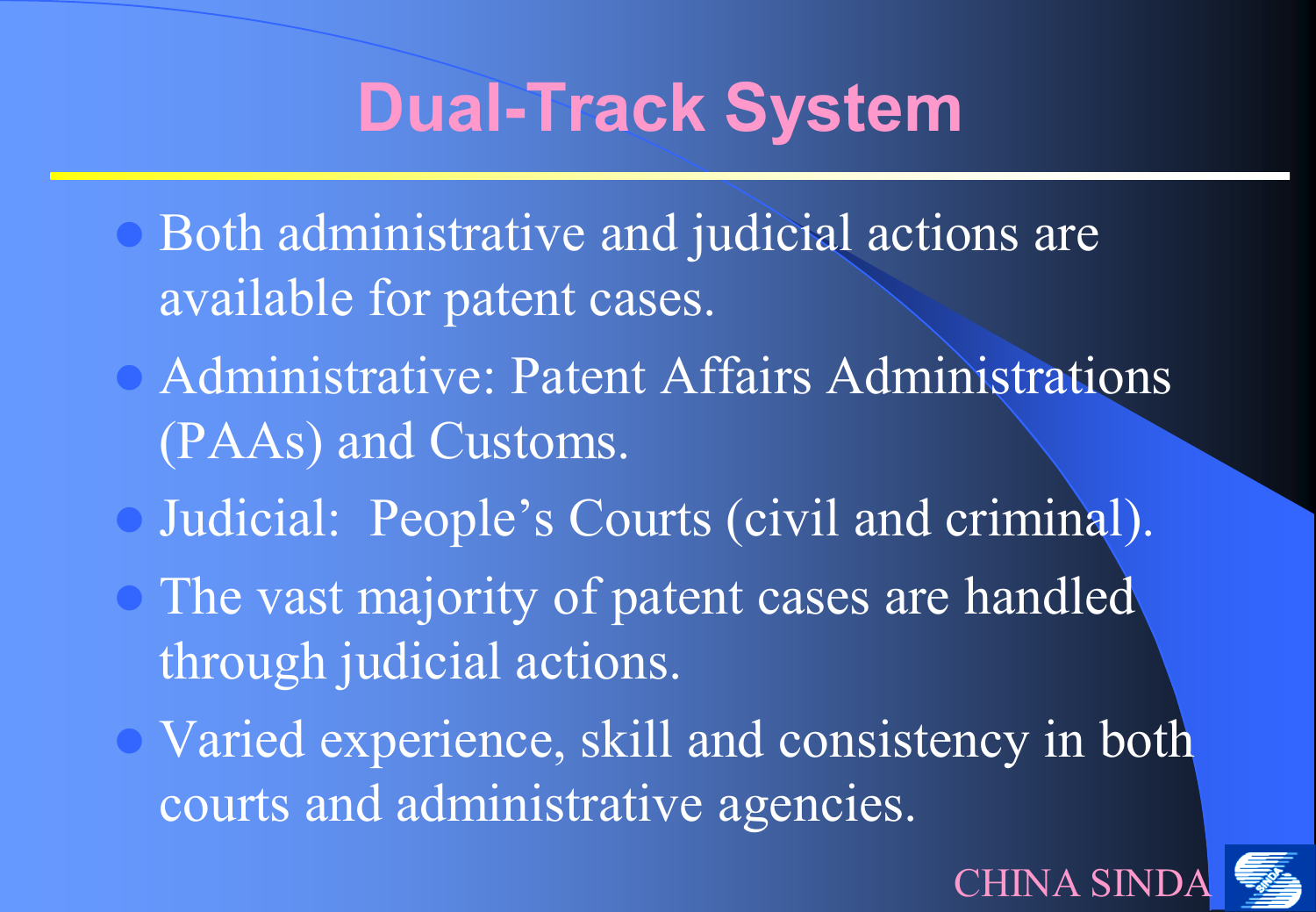# Dual-Track System

- Both administrative and judicial actions are available for patent cases.
- Administrative: Patent Affairs Administrations (PAAs) and Customs.
- Judicial: People's Courts (civil and criminal).
- The vast majority of patent cases are handled through judicial actions.
- Varied experience, skill and consistency in both courts and administrative agencies.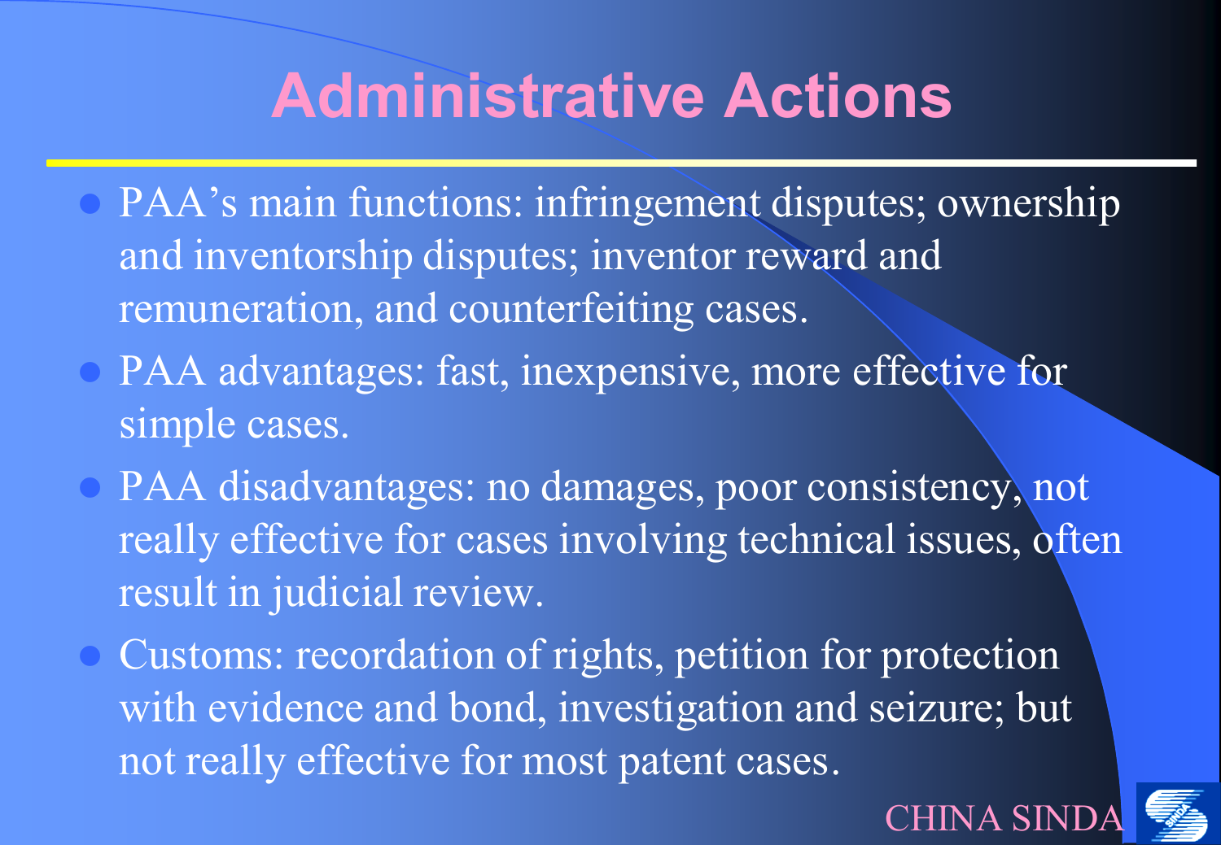# Administrative Actions

- PAA's main functions: infringement disputes; ownership and inventorship disputes; inventor reward and remuneration, and counterfeiting cases.
- PAA advantages: fast, inexpensive, more effective for simple cases.
- PAA disadvantages: no damages, poor consistency, not really effective for cases involving technical issues, often result in judicial review.
- Customs: recordation of rights, petition for protection with evidence and bond, investigation and seizure; but not really effective for most patent cases.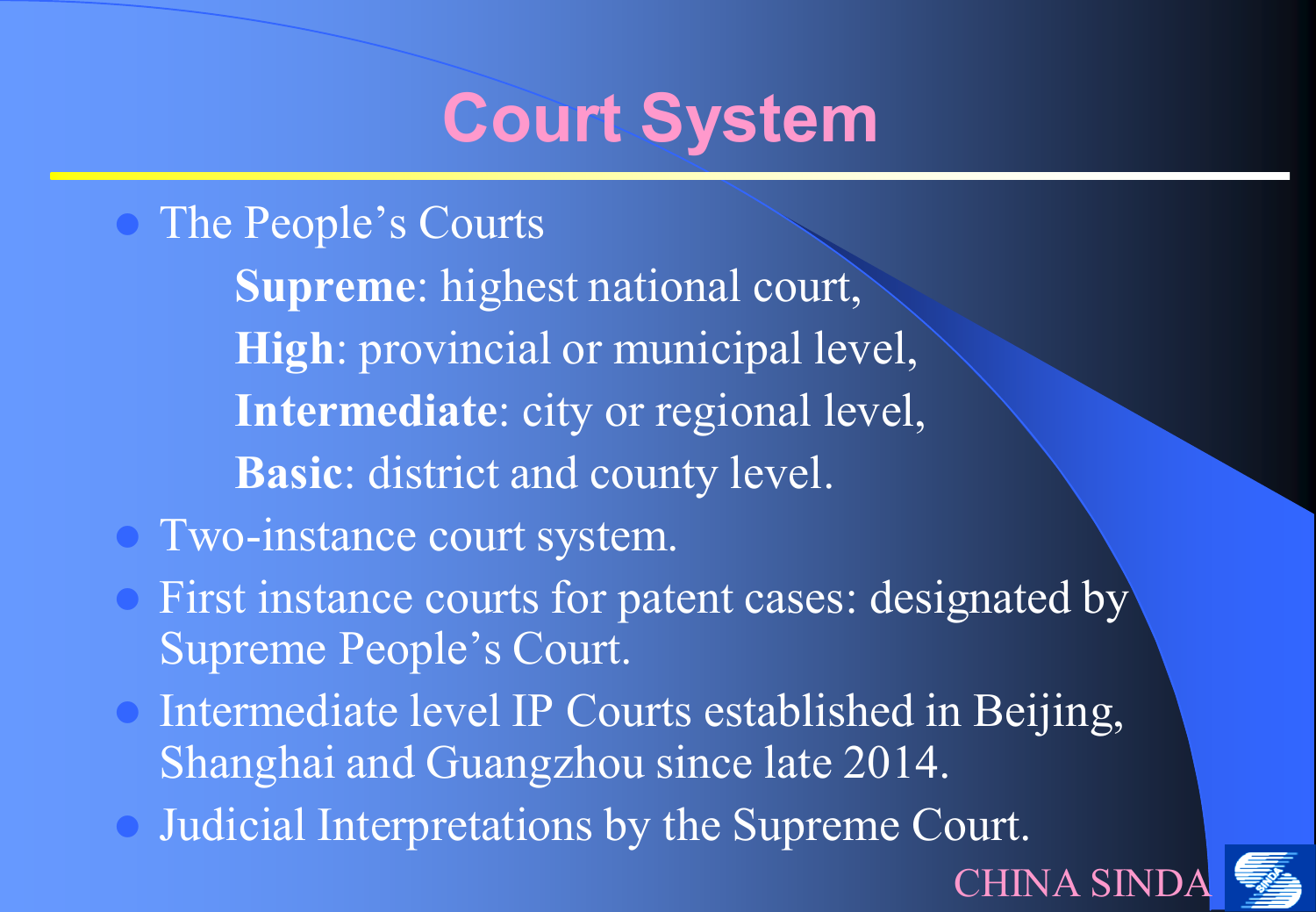# Court System

- The People's Courts

  **Supreme**: highest national court,

  **High**: provincial or municipal level,

  **Intermediate**: city or regional level,

  **Basic**: district and county level.
- Two-instance court system.
- First instance courts for patent cases: designated by Supreme People's Court.
- Intermediate level IP Courts established in Beijing, Shanghai and Guangzhou since late 2014.
- Judicial Interpretations by the Supreme Court.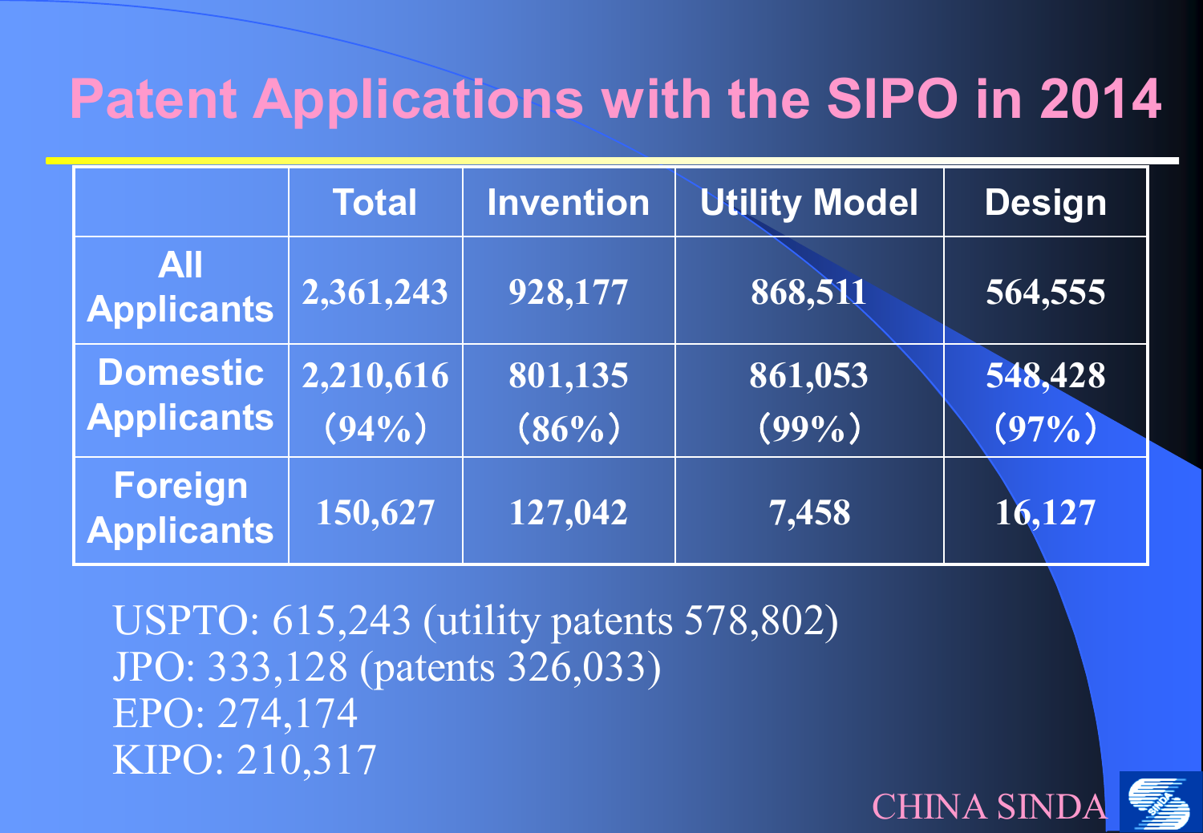# Patent Applications with the SIPO in 2014

| | Total | Invention | Utility Model | Design |
|---|---|---|---|---|
| All Applicants | 2,361,243 | 928,177 | 868,511 | 564,555 |
| Domestic Applicants | 2,210,616 (94%) | 801,135 (86%) | 861,053 (99%) | 548,428 (97%) |
| Foreign Applicants | 150,627 | 127,042 | 7,458 | 16,127 |

USPTO: 615,243 (utility patents 578,802)
JPO: 333,128 (patents 326,033)
EPO: 274,174
KIPO: 210,317

CHINA SINDA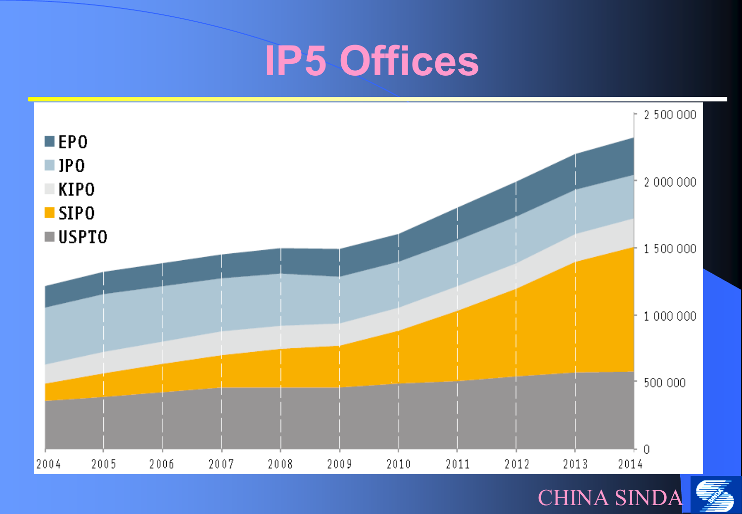# IP5 Offices

EPO
JPO
KIPO
SIPO
USPTO

2 500 000
2 000 000
1 500 000
1 000 000
500 000
0

2004 2005 2006 2007 2008 2009 2010 2011 2012 2013 2014

CHINA SINDA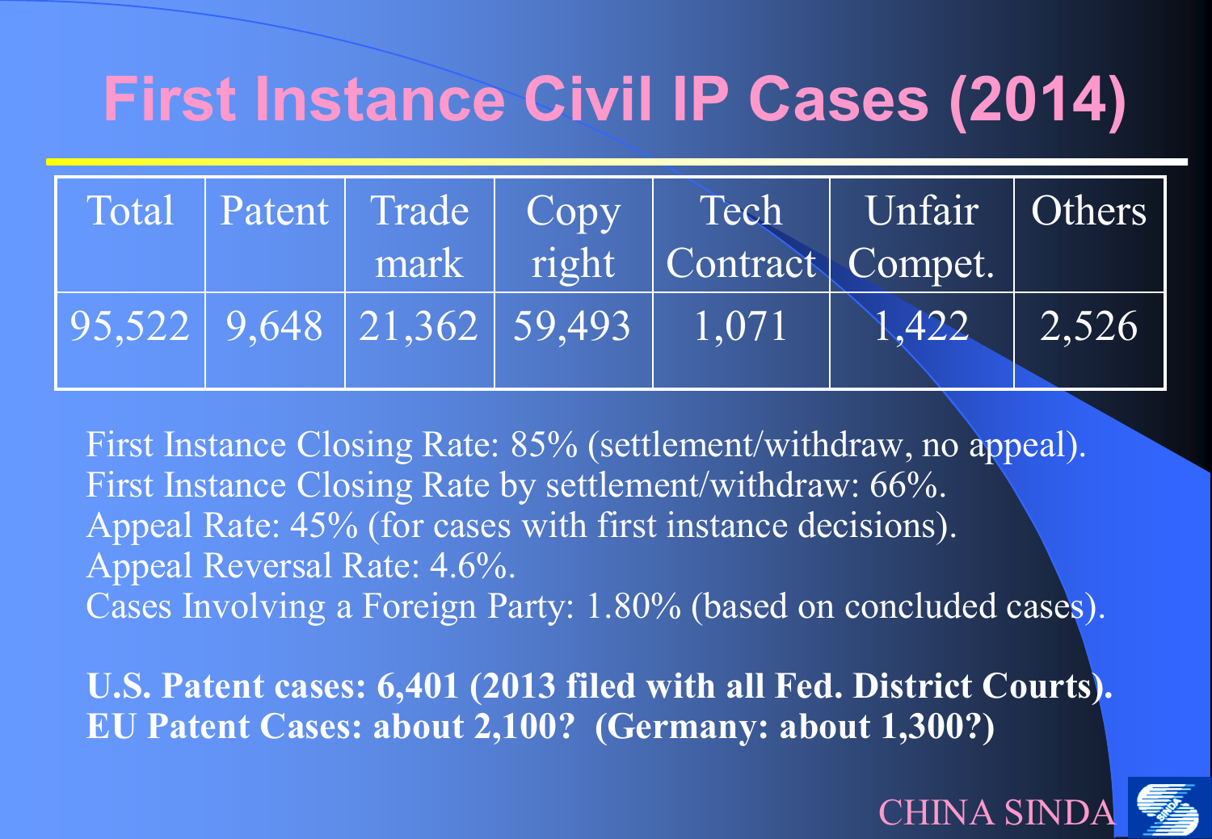# First Instance Civil IP Cases (2014)

| Total | Patent | Trade mark | Copy right | Tech Contract | Unfair Compet. | Others |
|---|---|---|---|---|---|---|
| 95,522 | 9,648 | 21,362 | 59,493 | 1,071 | 1,422 | 2,526 |

First Instance Closing Rate: 85% (settlement/withdraw, no appeal).
First Instance Closing Rate by settlement/withdraw: 66%.
Appeal Rate: 45% (for cases with first instance decisions).
Appeal Reversal Rate: 4.6%.
Cases Involving a Foreign Party: 1.80% (based on concluded cases).

**U.S. Patent cases: 6,401 (2013 filed with all Fed. District Courts).**
**EU Patent Cases: about 2,100? (Germany: about 1,300?)**

CHINA SINDA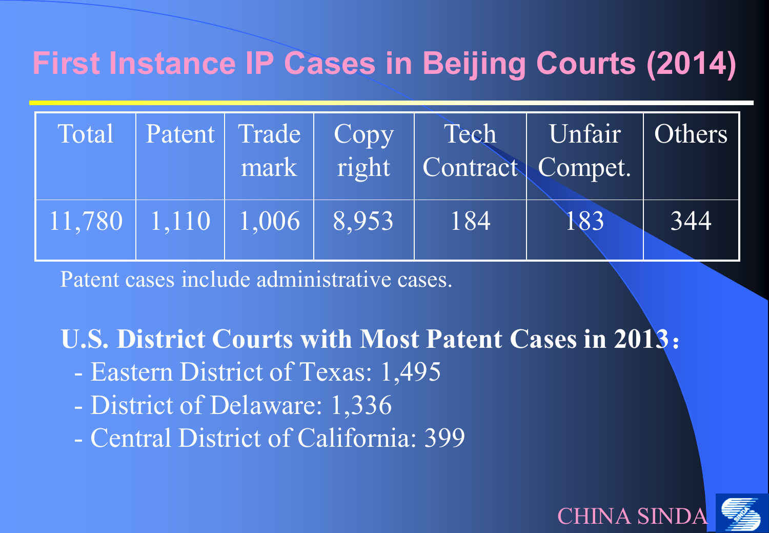# First Instance IP Cases in Beijing Courts (2014)

| Total | Patent | Trade mark | Copy right | Tech Contract | Unfair Compet. | Others |
|---|---|---|---|---|---|---|
| 11,780 | 1,110 | 1,006 | 8,953 | 184 | 183 | 344 |

Patent cases include administrative cases.

**U.S. District Courts with Most Patent Cases in 2013：**

- Eastern District of Texas: 1,495
- District of Delaware: 1,336
- Central District of California: 399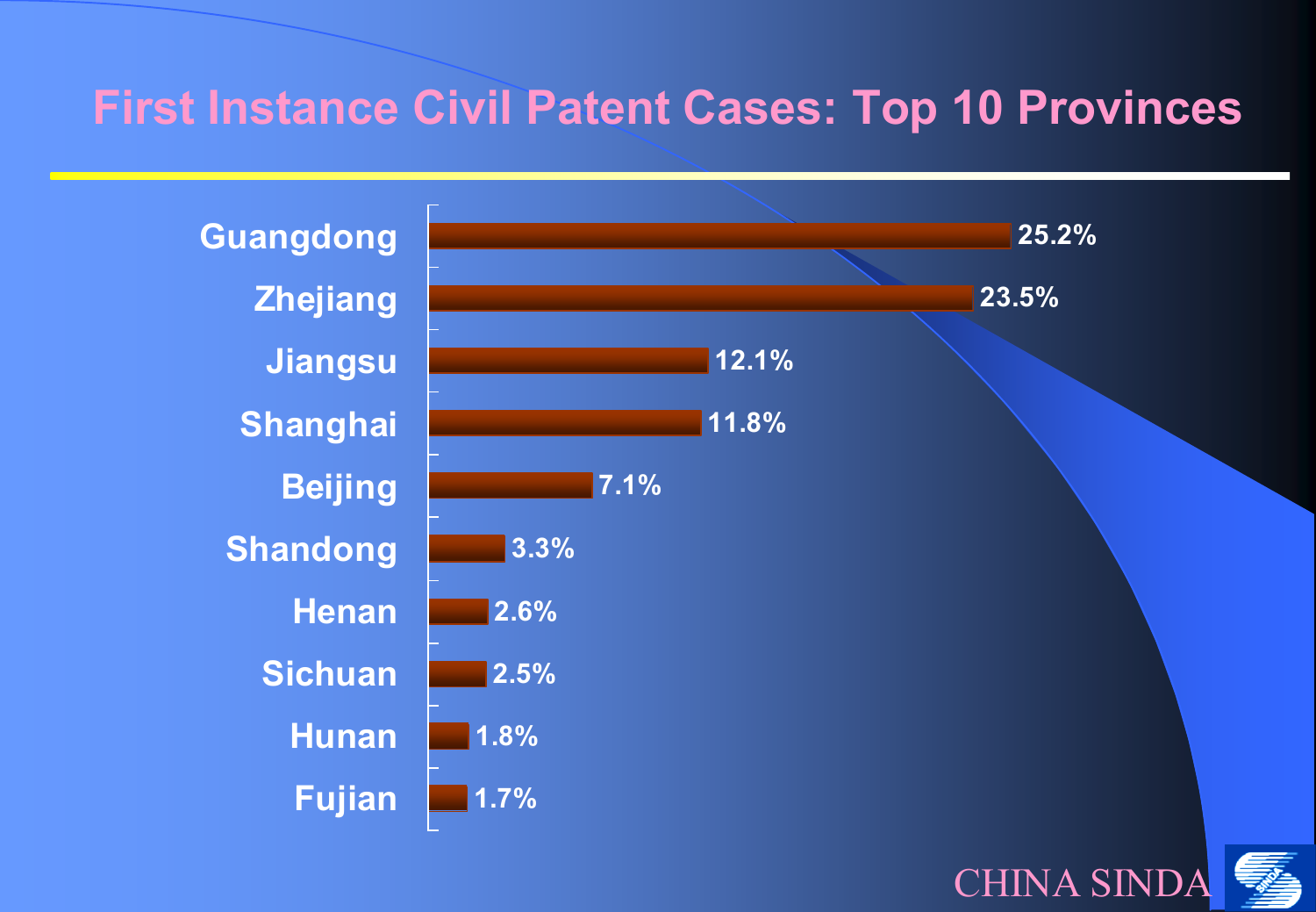# First Instance Civil Patent Cases: Top 10 Provinces

| Province | Share |
| --- | --- |
| Guangdong | 25.2% |
| Zhejiang | 23.5% |
| Jiangsu | 12.1% |
| Shanghai | 11.8% |
| Beijing | 7.1% |
| Shandong | 3.3% |
| Henan | 2.6% |
| Sichuan | 2.5% |
| Hunan | 1.8% |
| Fujian | 1.7% |

CHINA SINDA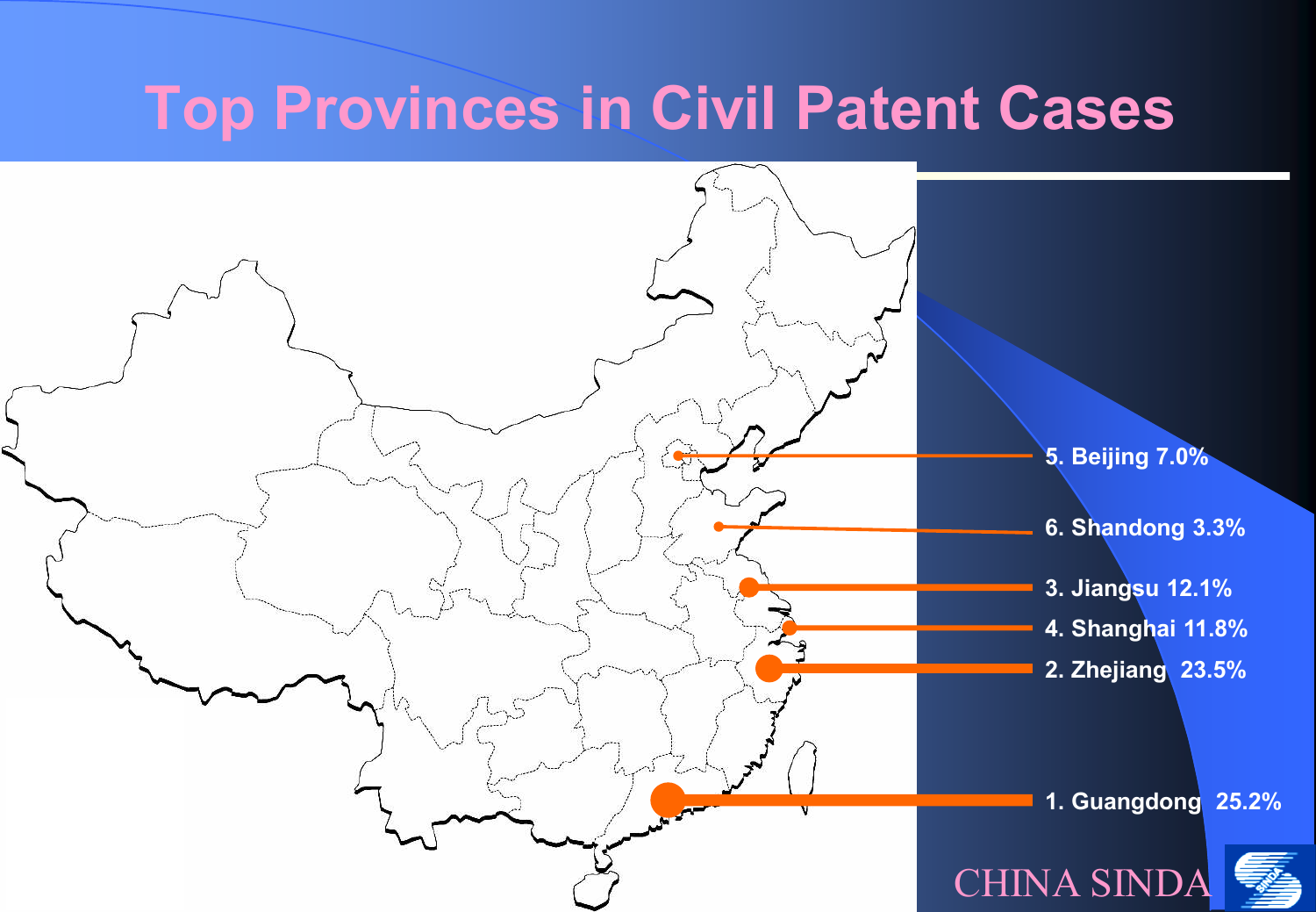# Top Provinces in Civil Patent Cases

5. Beijing 7.0%
6. Shandong 3.3%
3. Jiangsu 12.1%
4. Shanghai 11.8%
2. Zhejiang 23.5%
1. Guangdong 25.2%

CHINA SINDA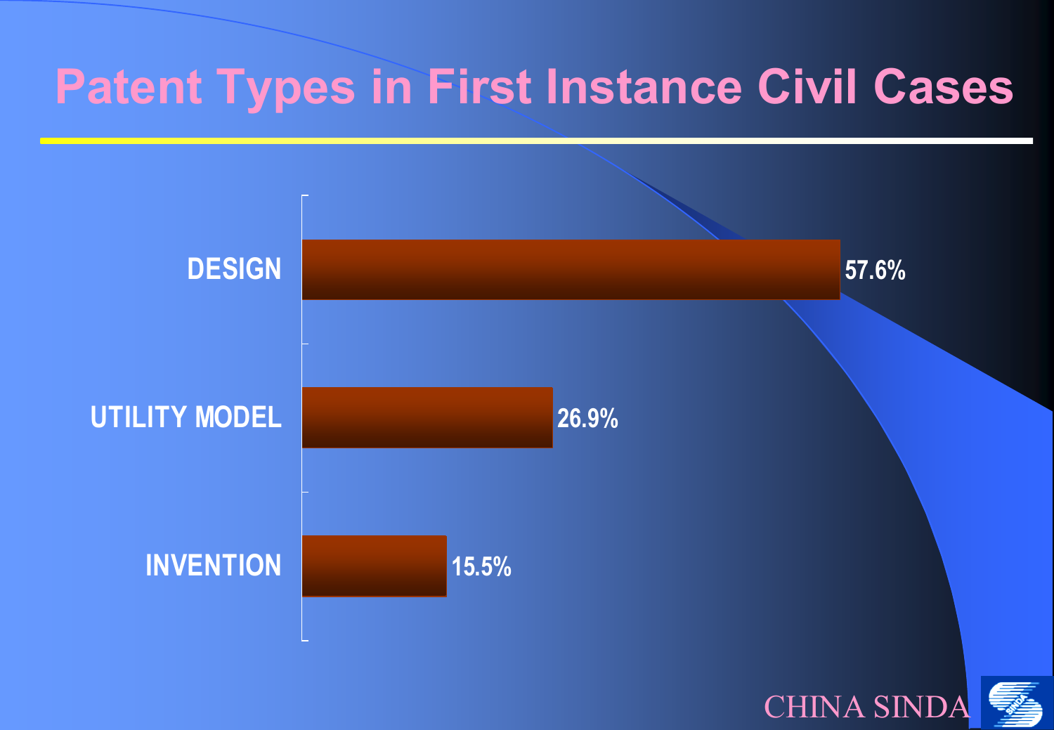# Patent Types in First Instance Civil Cases

| Patent Type | Percentage |
| --- | --- |
| DESIGN | 57.6% |
| UTILITY MODEL | 26.9% |
| INVENTION | 15.5% |

CHINA SINDA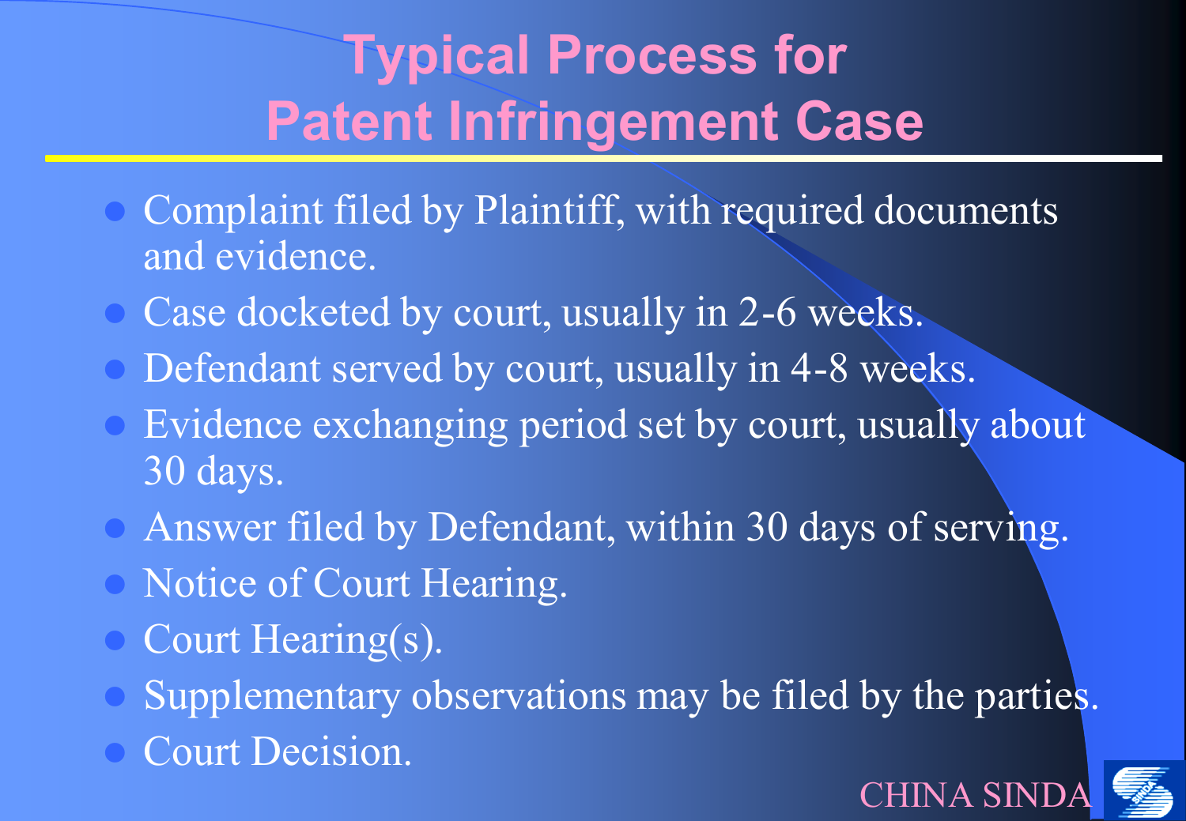# Typical Process for Patent Infringement Case

- Complaint filed by Plaintiff, with required documents and evidence.
- Case docketed by court, usually in 2-6 weeks.
- Defendant served by court, usually in 4-8 weeks.
- Evidence exchanging period set by court, usually about 30 days.
- Answer filed by Defendant, within 30 days of serving.
- Notice of Court Hearing.
- Court Hearing(s).
- Supplementary observations may be filed by the parties.
- Court Decision.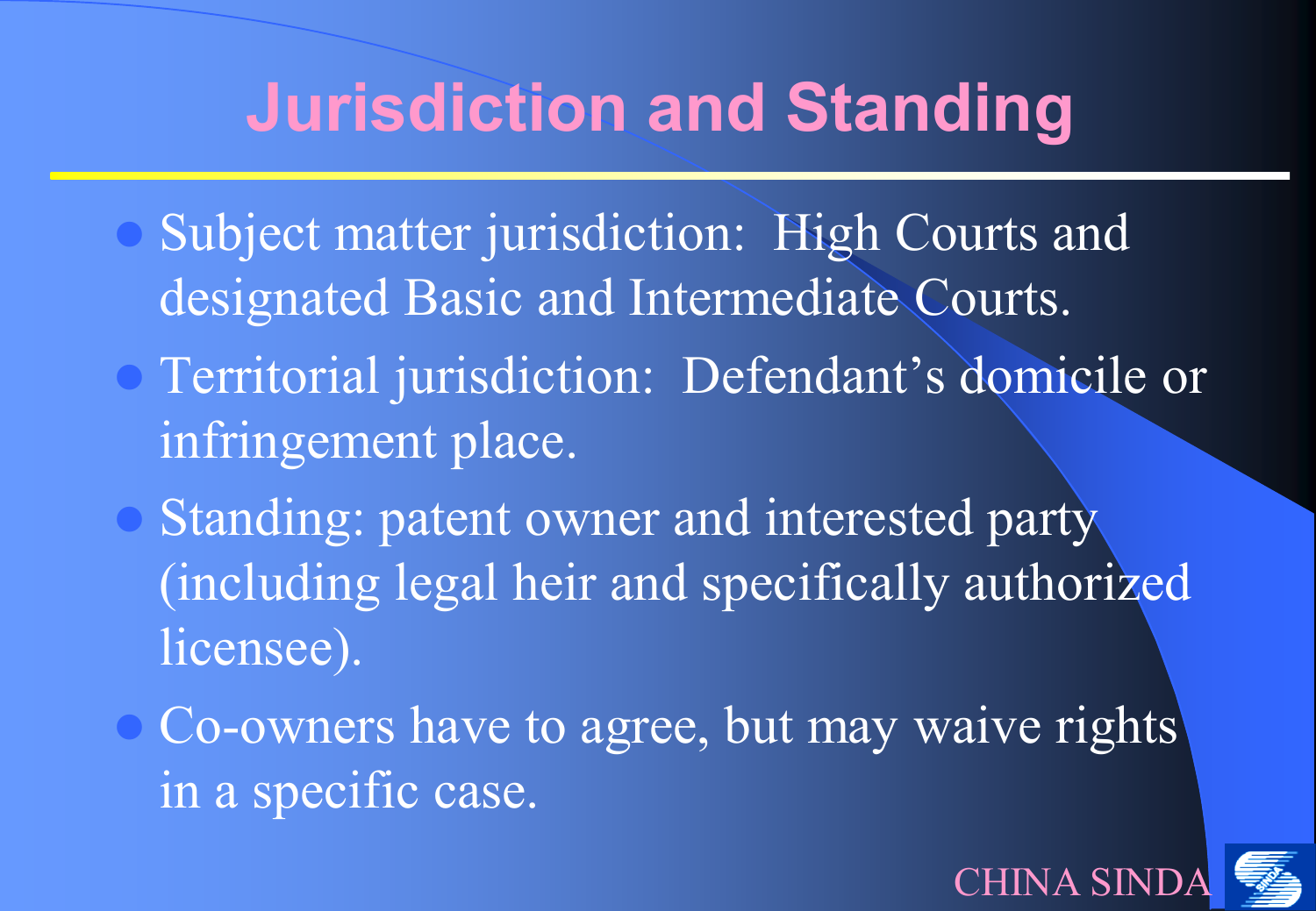# Jurisdiction and Standing

- Subject matter jurisdiction: High Courts and designated Basic and Intermediate Courts.
- Territorial jurisdiction: Defendant's domicile or infringement place.
- Standing: patent owner and interested party (including legal heir and specifically authorized licensee).
- Co-owners have to agree, but may waive rights in a specific case.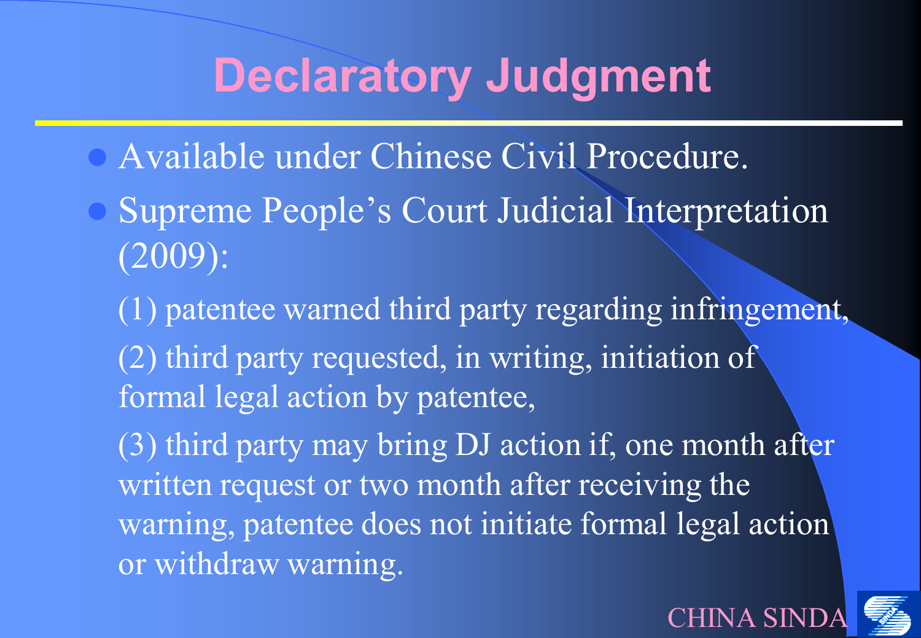# Declaratory Judgment

- Available under Chinese Civil Procedure.
- Supreme People's Court Judicial Interpretation (2009):

  (1) patentee warned third party regarding infringement,

  (2) third party requested, in writing, initiation of formal legal action by patentee,

  (3) third party may bring DJ action if, one month after written request or two month after receiving the warning, patentee does not initiate formal legal action or withdraw warning.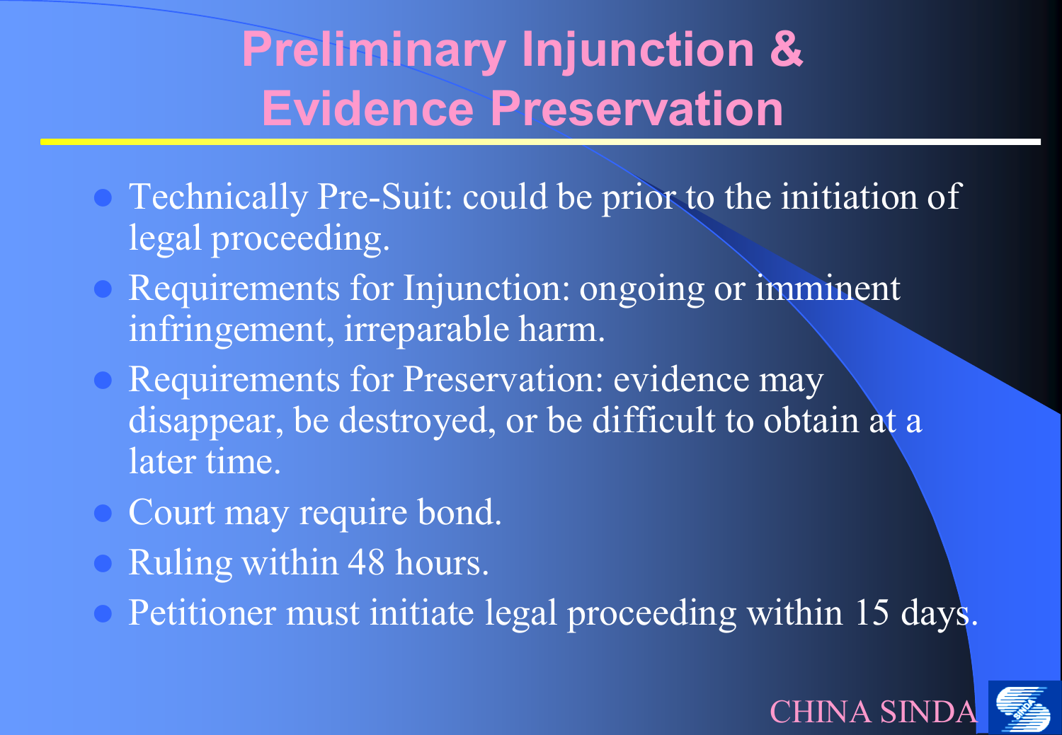# Preliminary Injunction & Evidence Preservation

- Technically Pre-Suit: could be prior to the initiation of legal proceeding.
- Requirements for Injunction: ongoing or imminent infringement, irreparable harm.
- Requirements for Preservation: evidence may disappear, be destroyed, or be difficult to obtain at a later time.
- Court may require bond.
- Ruling within 48 hours.
- Petitioner must initiate legal proceeding within 15 days.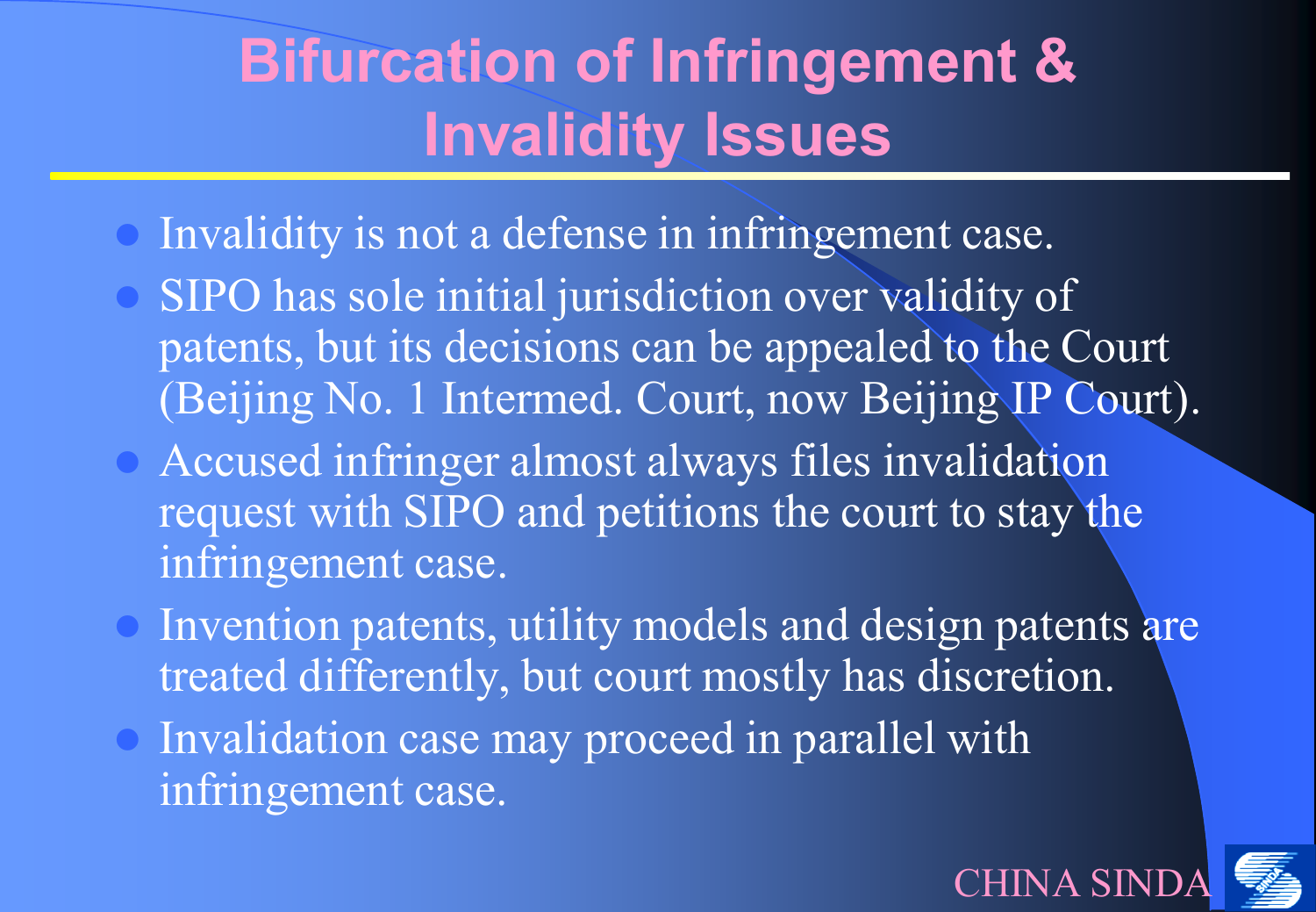# Bifurcation of Infringement & Invalidity Issues

- Invalidity is not a defense in infringement case.
- SIPO has sole initial jurisdiction over validity of patents, but its decisions can be appealed to the Court (Beijing No. 1 Intermed. Court, now Beijing IP Court).
- Accused infringer almost always files invalidation request with SIPO and petitions the court to stay the infringement case.
- Invention patents, utility models and design patents are treated differently, but court mostly has discretion.
- Invalidation case may proceed in parallel with infringement case.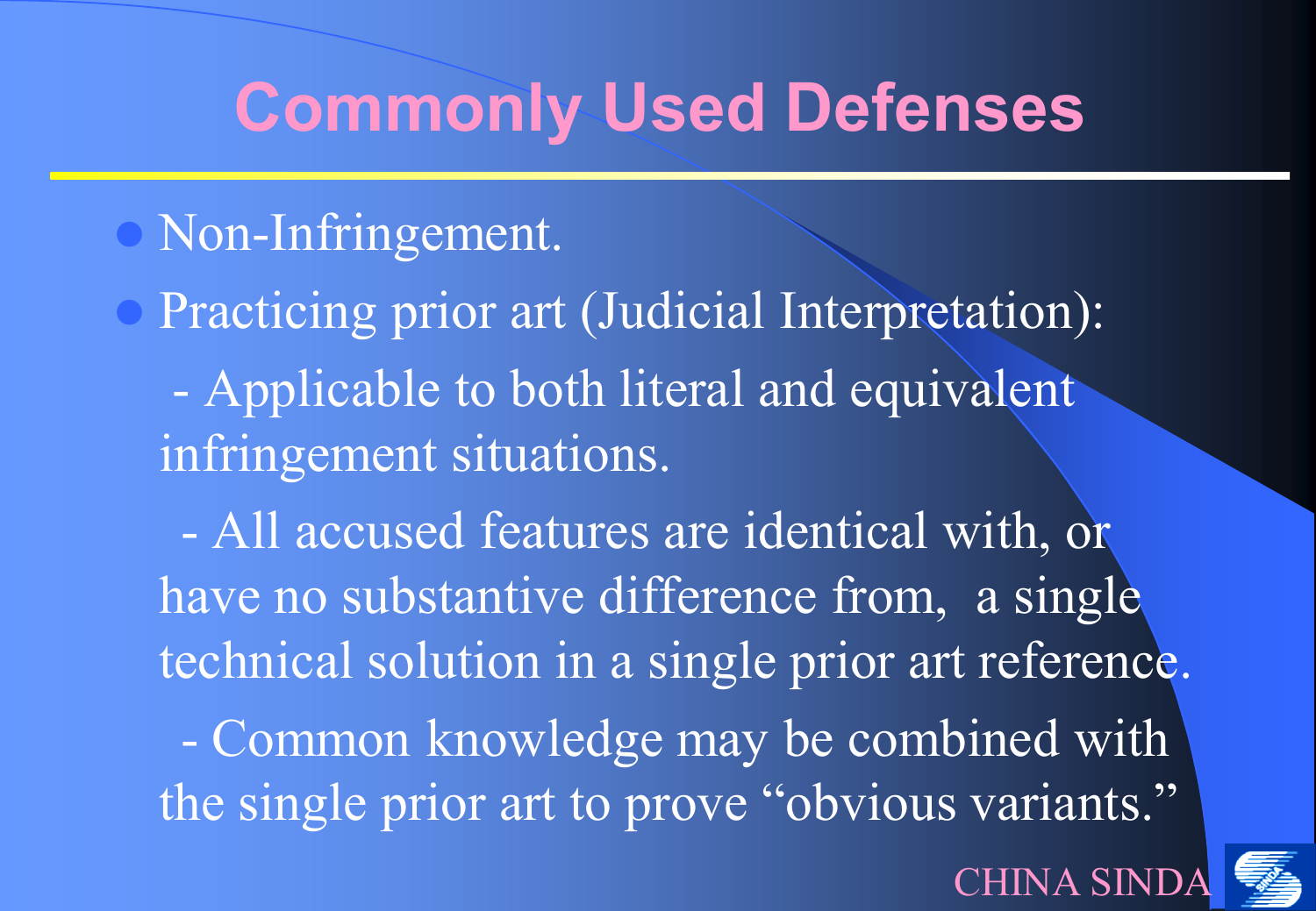# Commonly Used Defenses

- Non-Infringement.
- Practicing prior art (Judicial Interpretation):

  - Applicable to both literal and equivalent infringement situations.

  - All accused features are identical with, or have no substantive difference from, a single technical solution in a single prior art reference.

  - Common knowledge may be combined with the single prior art to prove "obvious variants."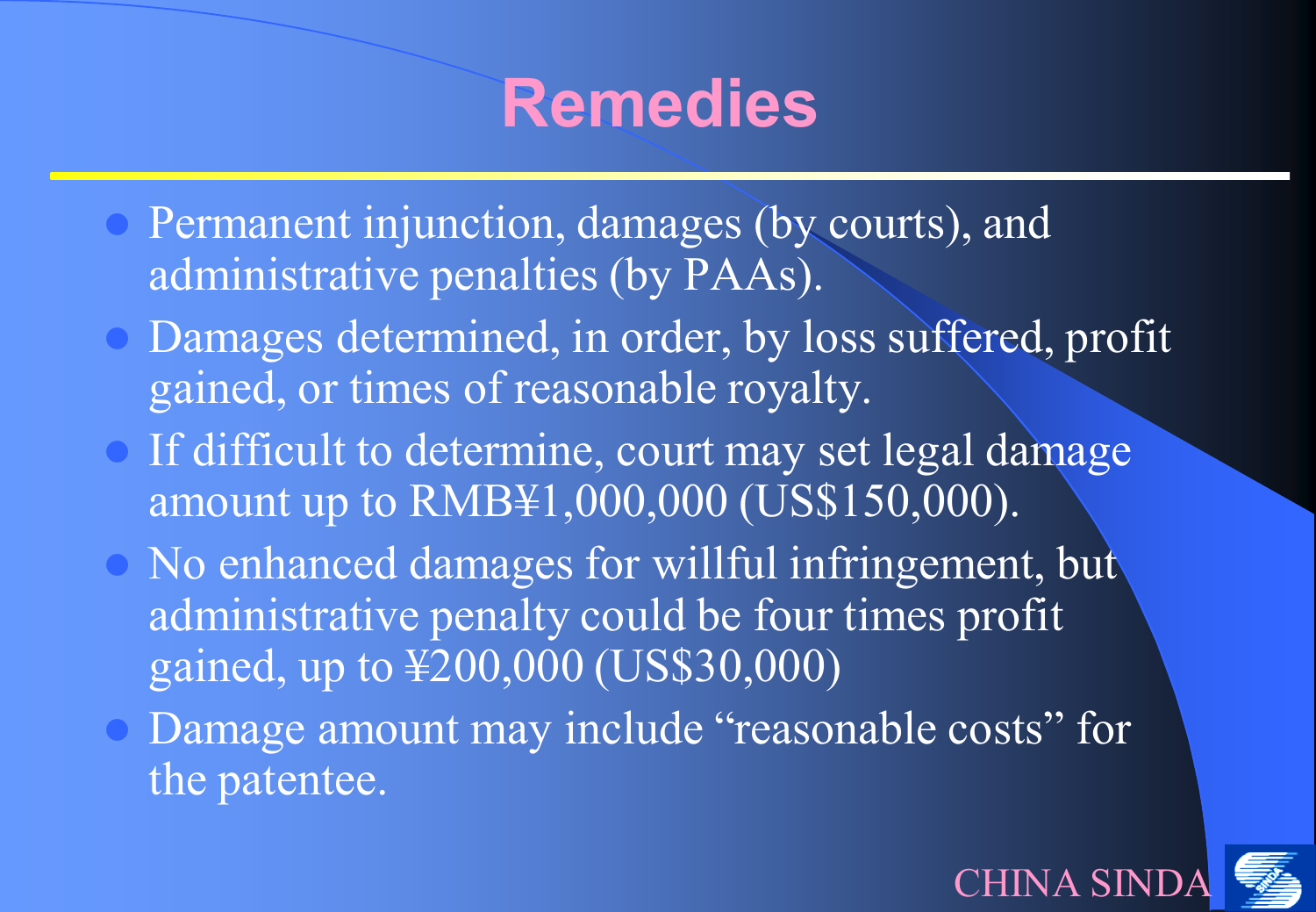# Remedies

- Permanent injunction, damages (by courts), and administrative penalties (by PAAs).
- Damages determined, in order, by loss suffered, profit gained, or times of reasonable royalty.
- If difficult to determine, court may set legal damage amount up to RMB¥1,000,000 (US$150,000).
- No enhanced damages for willful infringement, but administrative penalty could be four times profit gained, up to ¥200,000 (US$30,000)
- Damage amount may include "reasonable costs" for the patentee.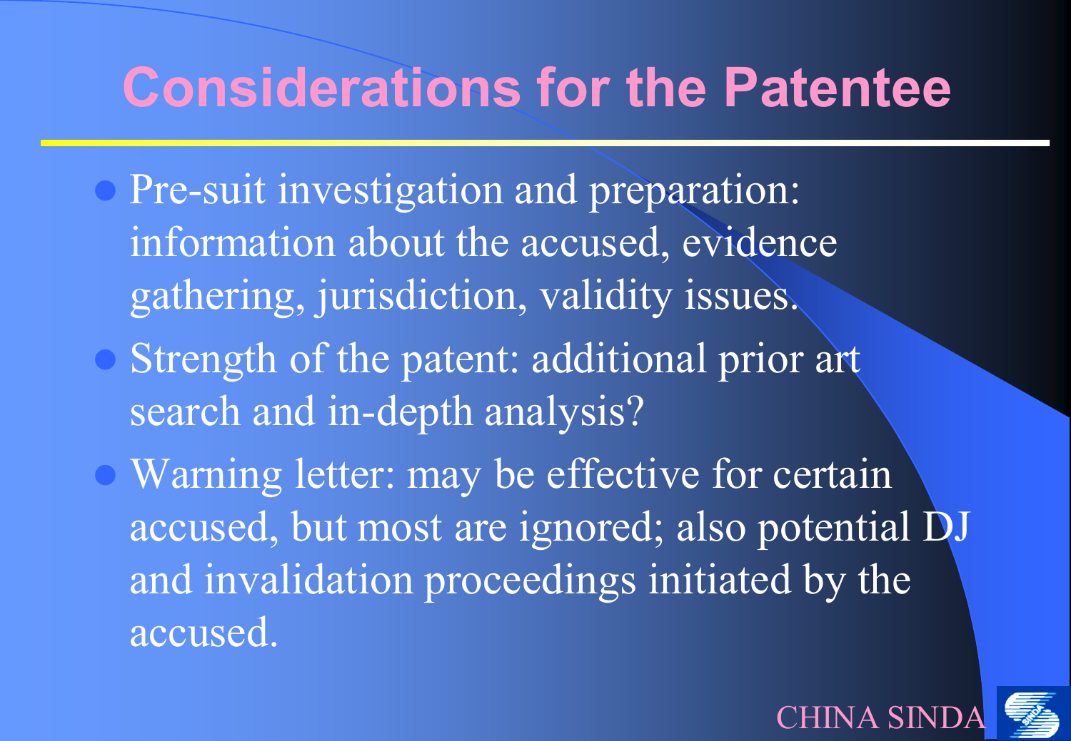# Considerations for the Patentee

- Pre-suit investigation and preparation: information about the accused, evidence gathering, jurisdiction, validity issues.
- Strength of the patent: additional prior art search and in-depth analysis?
- Warning letter: may be effective for certain accused, but most are ignored; also potential DJ and invalidation proceedings initiated by the accused.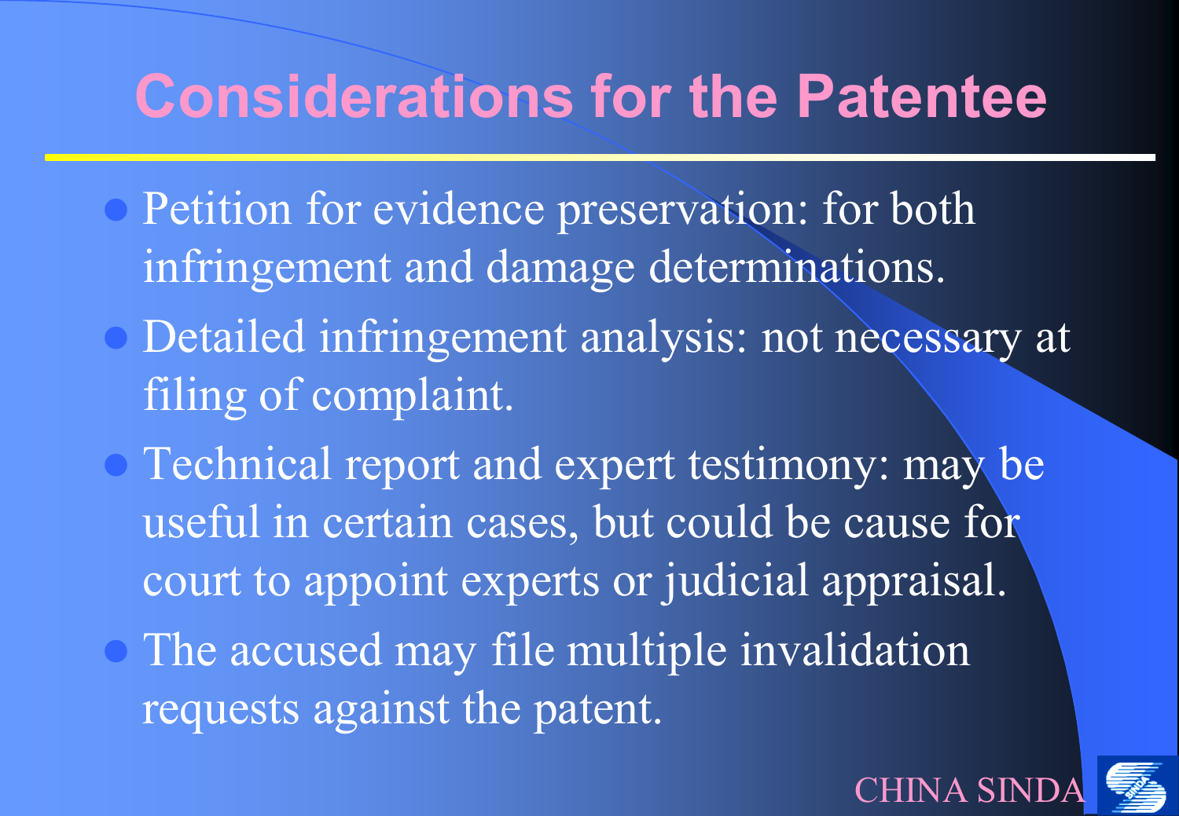# Considerations for the Patentee

- Petition for evidence preservation: for both infringement and damage determinations.
- Detailed infringement analysis: not necessary at filing of complaint.
- Technical report and expert testimony: may be useful in certain cases, but could be cause for court to appoint experts or judicial appraisal.
- The accused may file multiple invalidation requests against the patent.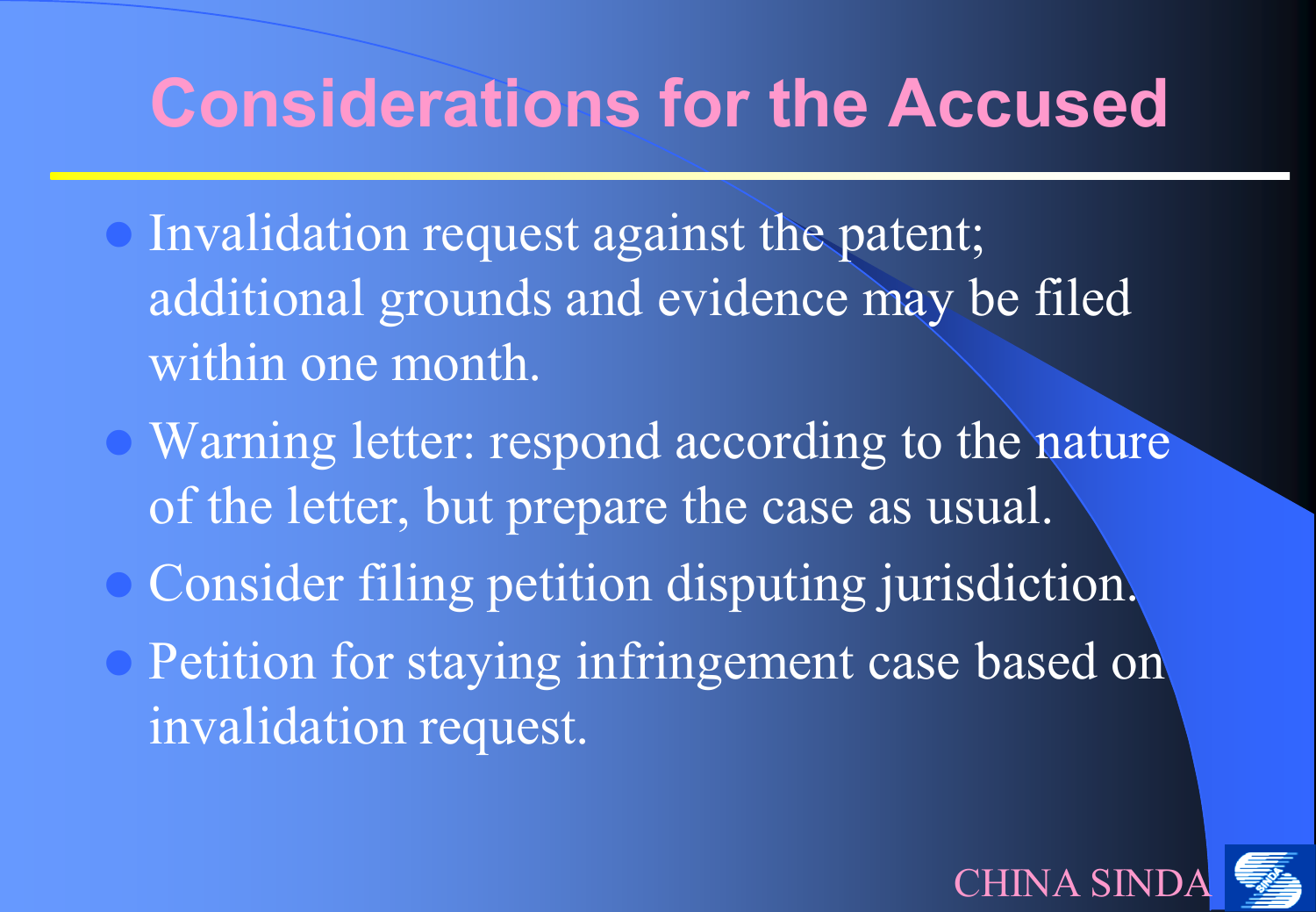# Considerations for the Accused

- Invalidation request against the patent; additional grounds and evidence may be filed within one month.
- Warning letter: respond according to the nature of the letter, but prepare the case as usual.
- Consider filing petition disputing jurisdiction.
- Petition for staying infringement case based on invalidation request.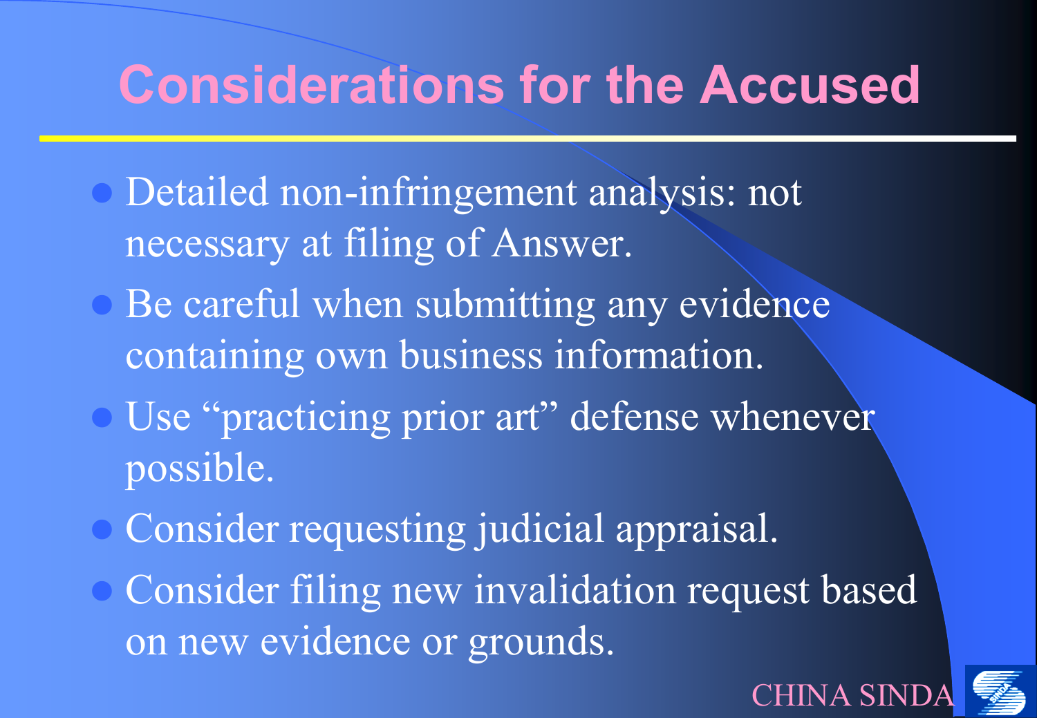# Considerations for the Accused

- Detailed non-infringement analysis: not necessary at filing of Answer.
- Be careful when submitting any evidence containing own business information.
- Use “practicing prior art” defense whenever possible.
- Consider requesting judicial appraisal.
- Consider filing new invalidation request based on new evidence or grounds.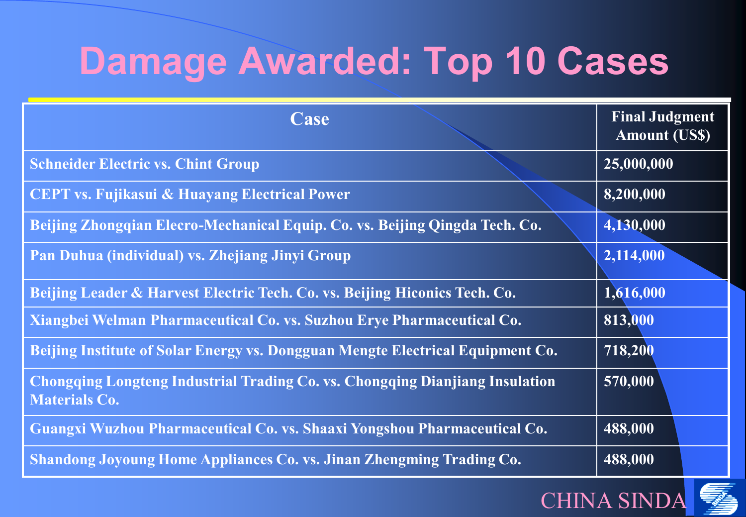# Damage Awarded: Top 10 Cases

| Case | Final Judgment Amount (US$) |
|---|---|
| Schneider Electric vs. Chint Group | 25,000,000 |
| CEPT vs. Fujikasui & Huayang Electrical Power | 8,200,000 |
| Beijing Zhongqian Elecro-Mechanical Equip. Co. vs. Beijing Qingda Tech. Co. | 4,130,000 |
| Pan Duhua (individual) vs. Zhejiang Jinyi Group | 2,114,000 |
| Beijing Leader & Harvest Electric Tech. Co. vs. Beijing Hiconics Tech. Co. | 1,616,000 |
| Xiangbei Welman Pharmaceutical Co. vs. Suzhou Erye Pharmaceutical Co. | 813,000 |
| Beijing Institute of Solar Energy vs. Dongguan Mengte Electrical Equipment Co. | 718,200 |
| Chongqing Longteng Industrial Trading Co. vs. Chongqing Dianjiang Insulation Materials Co. | 570,000 |
| Guangxi Wuzhou Pharmaceutical Co. vs. Shaaxi Yongshou Pharmaceutical Co. | 488,000 |
| Shandong Joyoung Home Appliances Co. vs. Jinan Zhengming Trading Co. | 488,000 |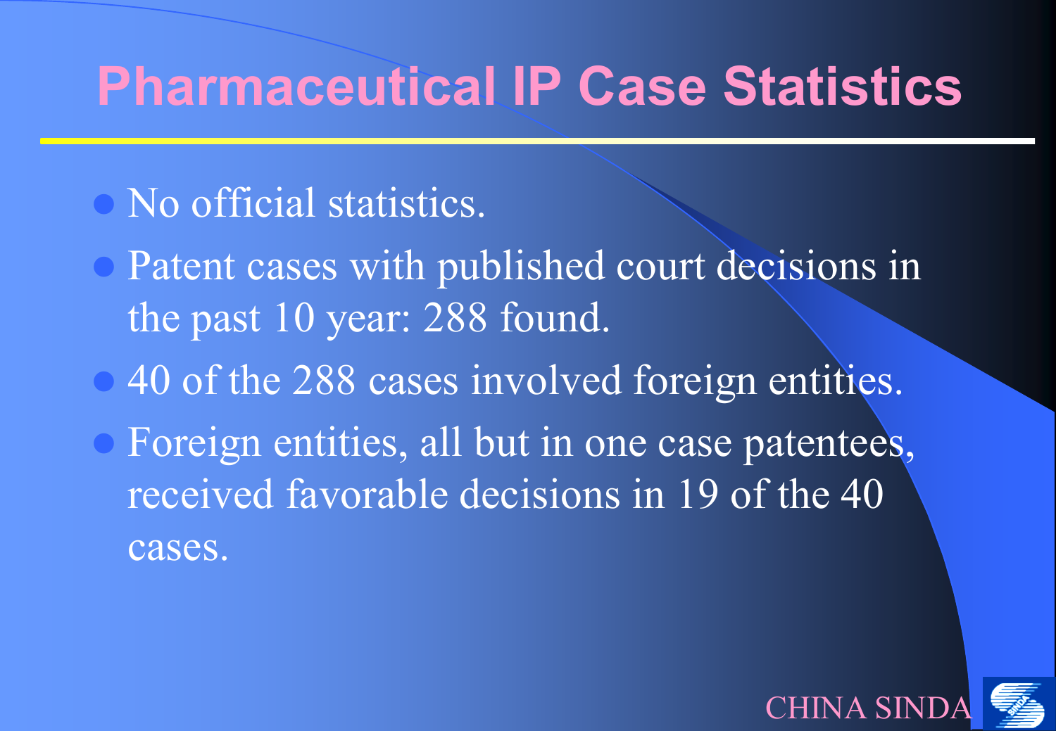# Pharmaceutical IP Case Statistics

- No official statistics.
- Patent cases with published court decisions in the past 10 year: 288 found.
- 40 of the 288 cases involved foreign entities.
- Foreign entities, all but in one case patentees, received favorable decisions in 19 of the 40 cases.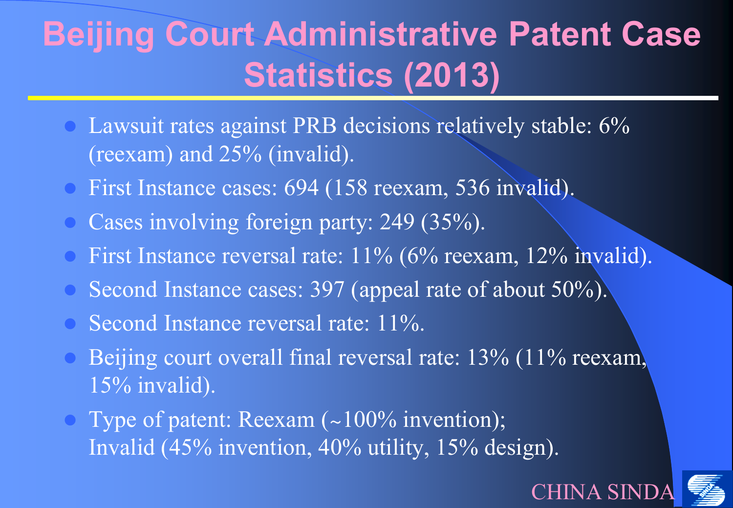# Beijing Court Administrative Patent Case Statistics (2013)

- Lawsuit rates against PRB decisions relatively stable: 6% (reexam) and 25% (invalid).
- First Instance cases: 694 (158 reexam, 536 invalid).
- Cases involving foreign party: 249 (35%).
- First Instance reversal rate: 11% (6% reexam, 12% invalid).
- Second Instance cases: 397 (appeal rate of about 50%).
- Second Instance reversal rate: 11%.
- Beijing court overall final reversal rate: 13% (11% reexam, 15% invalid).
- Type of patent: Reexam (~100% invention);
  Invalid (45% invention, 40% utility, 15% design).

CHINA SINDA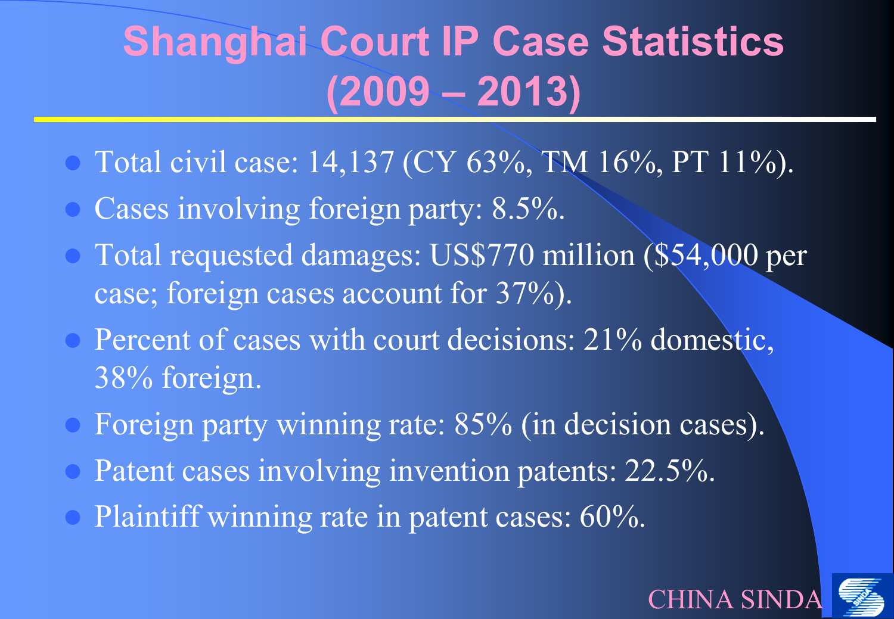# Shanghai Court IP Case Statistics (2009 – 2013)

- Total civil case: 14,137 (CY 63%, TM 16%, PT 11%).
- Cases involving foreign party: 8.5%.
- Total requested damages: US$770 million ($54,000 per case; foreign cases account for 37%).
- Percent of cases with court decisions: 21% domestic, 38% foreign.
- Foreign party winning rate: 85% (in decision cases).
- Patent cases involving invention patents: 22.5%.
- Plaintiff winning rate in patent cases: 60%.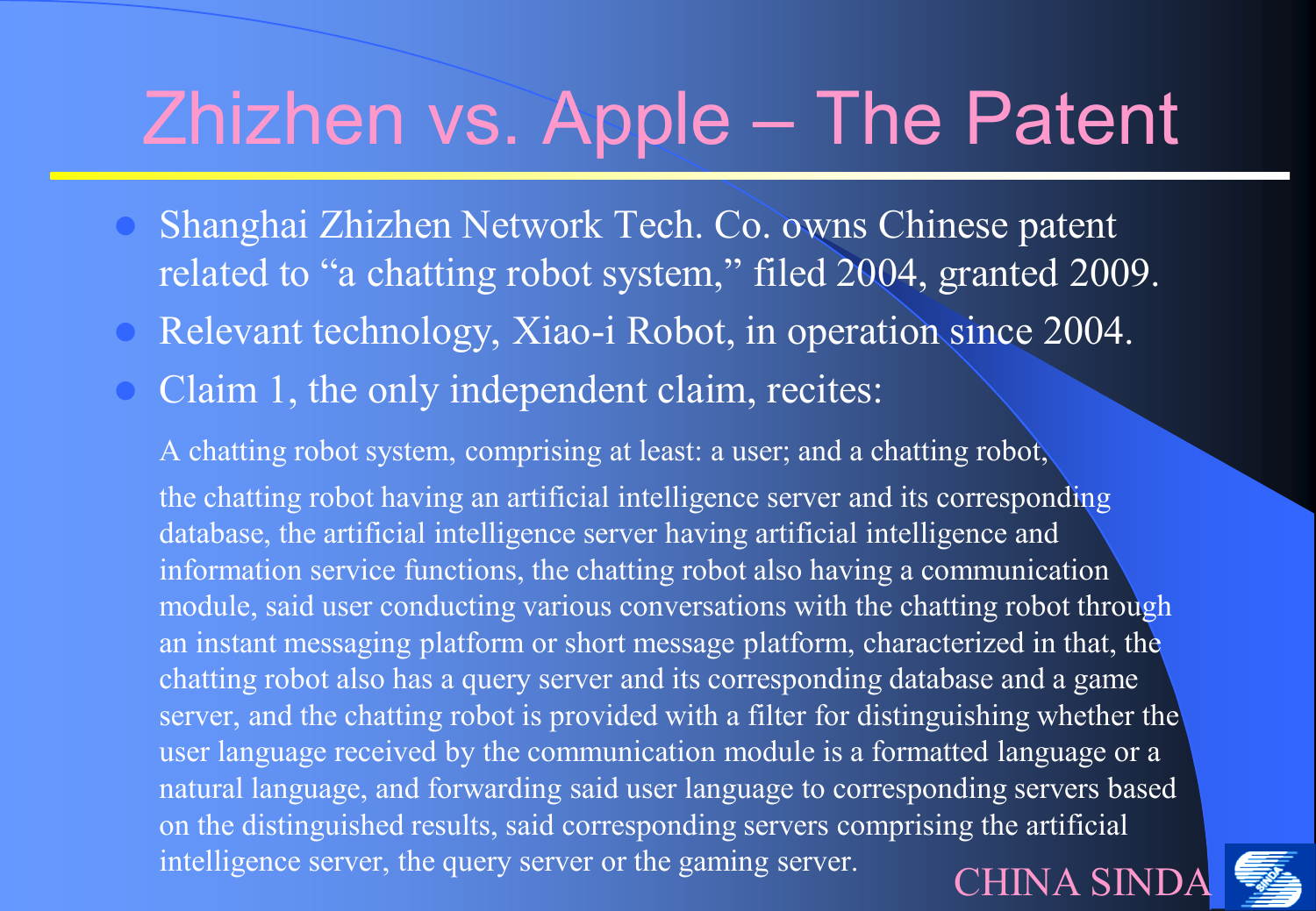# Zhizhen vs. Apple – The Patent

- Shanghai Zhizhen Network Tech. Co. owns Chinese patent related to "a chatting robot system," filed 2004, granted 2009.
- Relevant technology, Xiao-i Robot, in operation since 2004.
- Claim 1, the only independent claim, recites:

A chatting robot system, comprising at least: a user; and a chatting robot,

the chatting robot having an artificial intelligence server and its corresponding database, the artificial intelligence server having artificial intelligence and information service functions, the chatting robot also having a communication module, said user conducting various conversations with the chatting robot through an instant messaging platform or short message platform, characterized in that, the chatting robot also has a query server and its corresponding database and a game server, and the chatting robot is provided with a filter for distinguishing whether the user language received by the communication module is a formatted language or a natural language, and forwarding said user language to corresponding servers based on the distinguished results, said corresponding servers comprising the artificial intelligence server, the query server or the gaming server.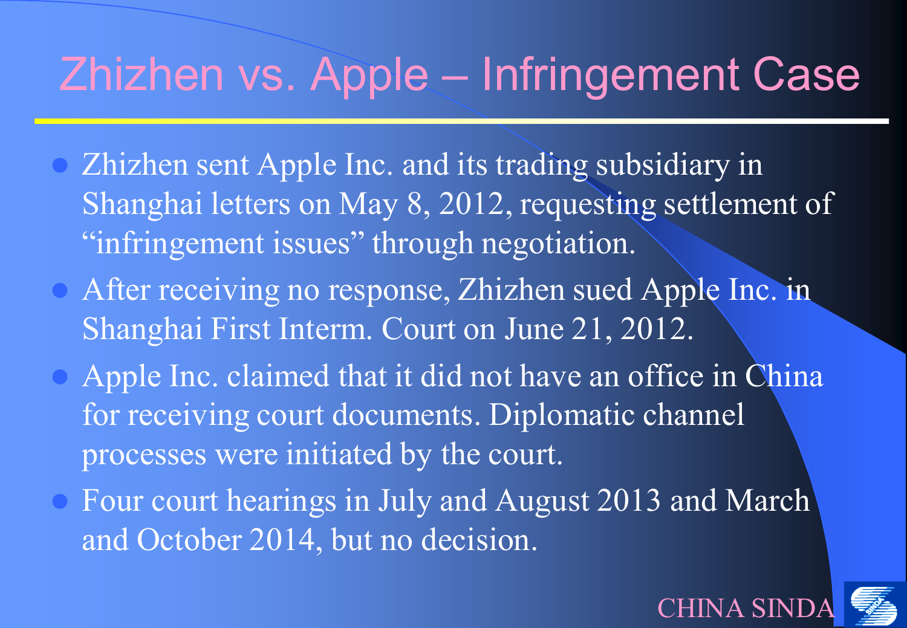# Zhizhen vs. Apple – Infringement Case

- Zhizhen sent Apple Inc. and its trading subsidiary in Shanghai letters on May 8, 2012, requesting settlement of "infringement issues" through negotiation.
- After receiving no response, Zhizhen sued Apple Inc. in Shanghai First Interm. Court on June 21, 2012.
- Apple Inc. claimed that it did not have an office in China for receiving court documents. Diplomatic channel processes were initiated by the court.
- Four court hearings in July and August 2013 and March and October 2014, but no decision.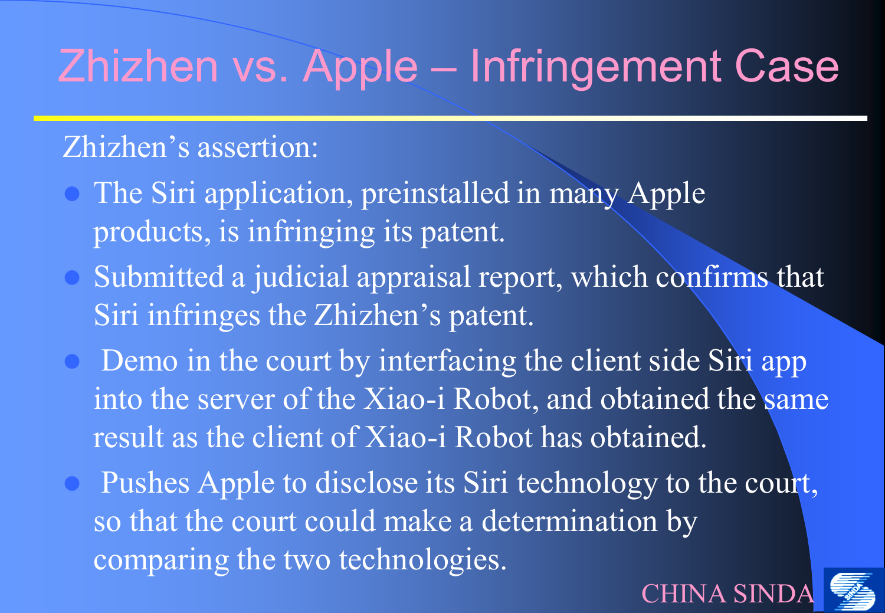# Zhizhen vs. Apple – Infringement Case

Zhizhen's assertion:

- The Siri application, preinstalled in many Apple products, is infringing its patent.
- Submitted a judicial appraisal report, which confirms that Siri infringes the Zhizhen's patent.
- Demo in the court by interfacing the client side Siri app into the server of the Xiao-i Robot, and obtained the same result as the client of Xiao-i Robot has obtained.
- Pushes Apple to disclose its Siri technology to the court, so that the court could make a determination by comparing the two technologies.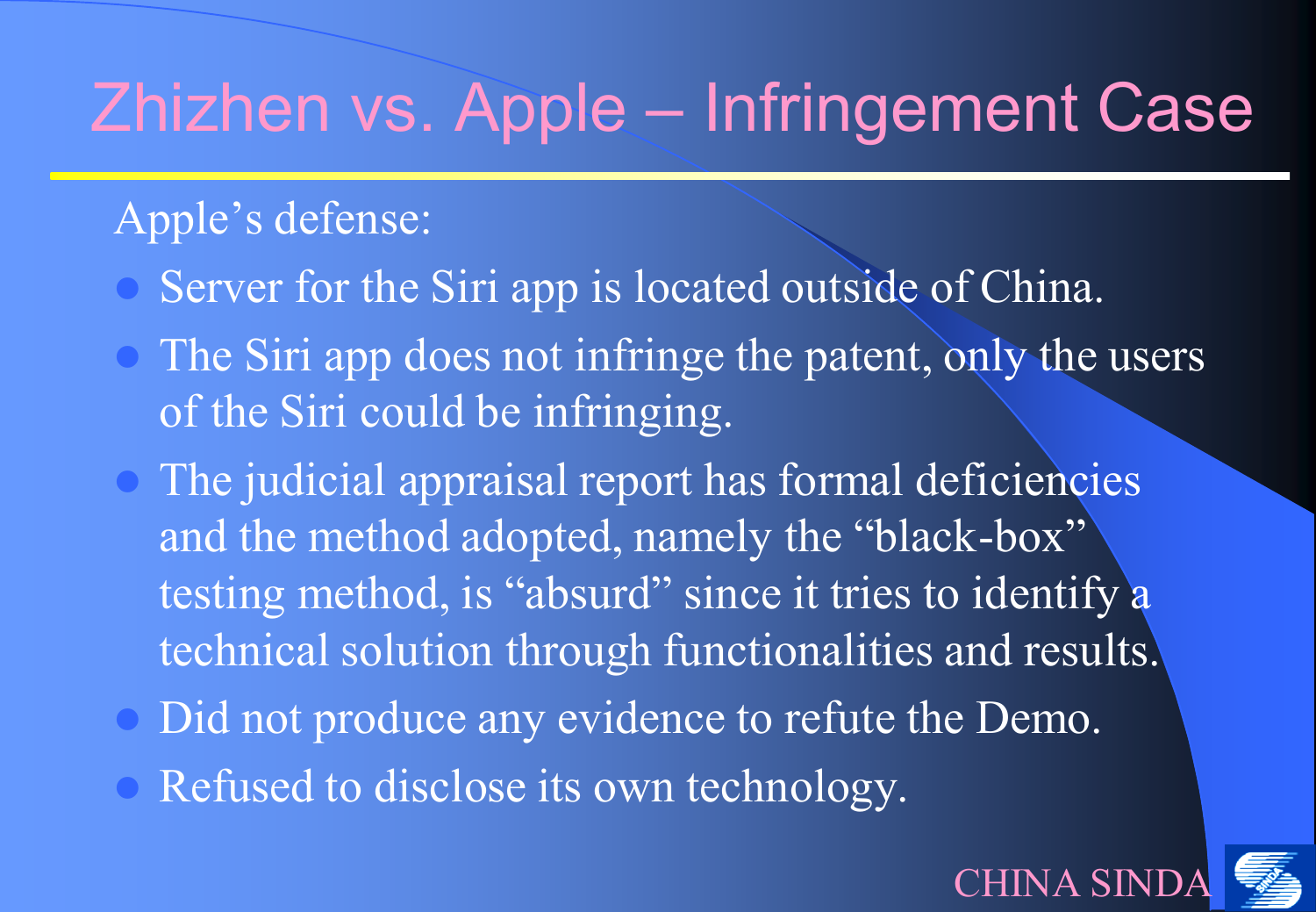# Zhizhen vs. Apple – Infringement Case

Apple's defense:

- Server for the Siri app is located outside of China.
- The Siri app does not infringe the patent, only the users of the Siri could be infringing.
- The judicial appraisal report has formal deficiencies and the method adopted, namely the "black-box" testing method, is "absurd" since it tries to identify a technical solution through functionalities and results.
- Did not produce any evidence to refute the Demo.
- Refused to disclose its own technology.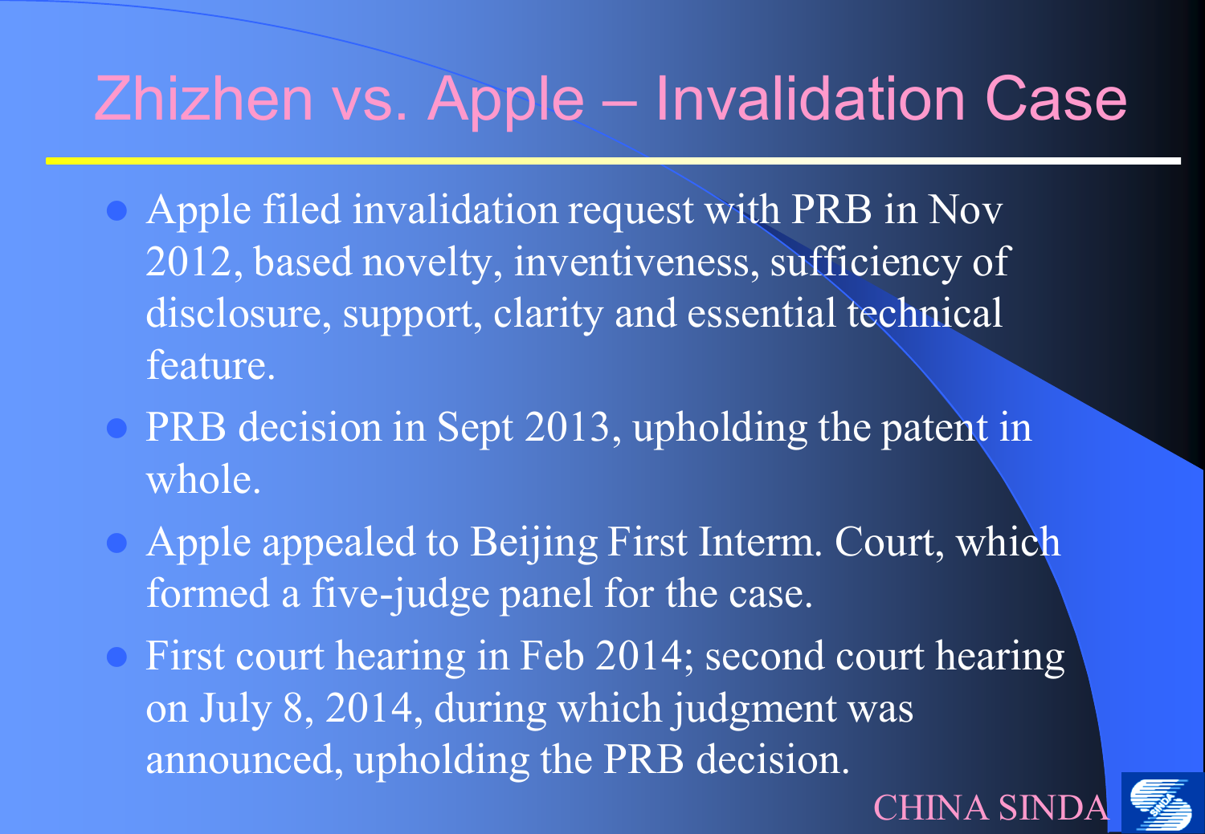# Zhizhen vs. Apple – Invalidation Case

- Apple filed invalidation request with PRB in Nov 2012, based novelty, inventiveness, sufficiency of disclosure, support, clarity and essential technical feature.
- PRB decision in Sept 2013, upholding the patent in whole.
- Apple appealed to Beijing First Interm. Court, which formed a five-judge panel for the case.
- First court hearing in Feb 2014; second court hearing on July 8, 2014, during which judgment was announced, upholding the PRB decision.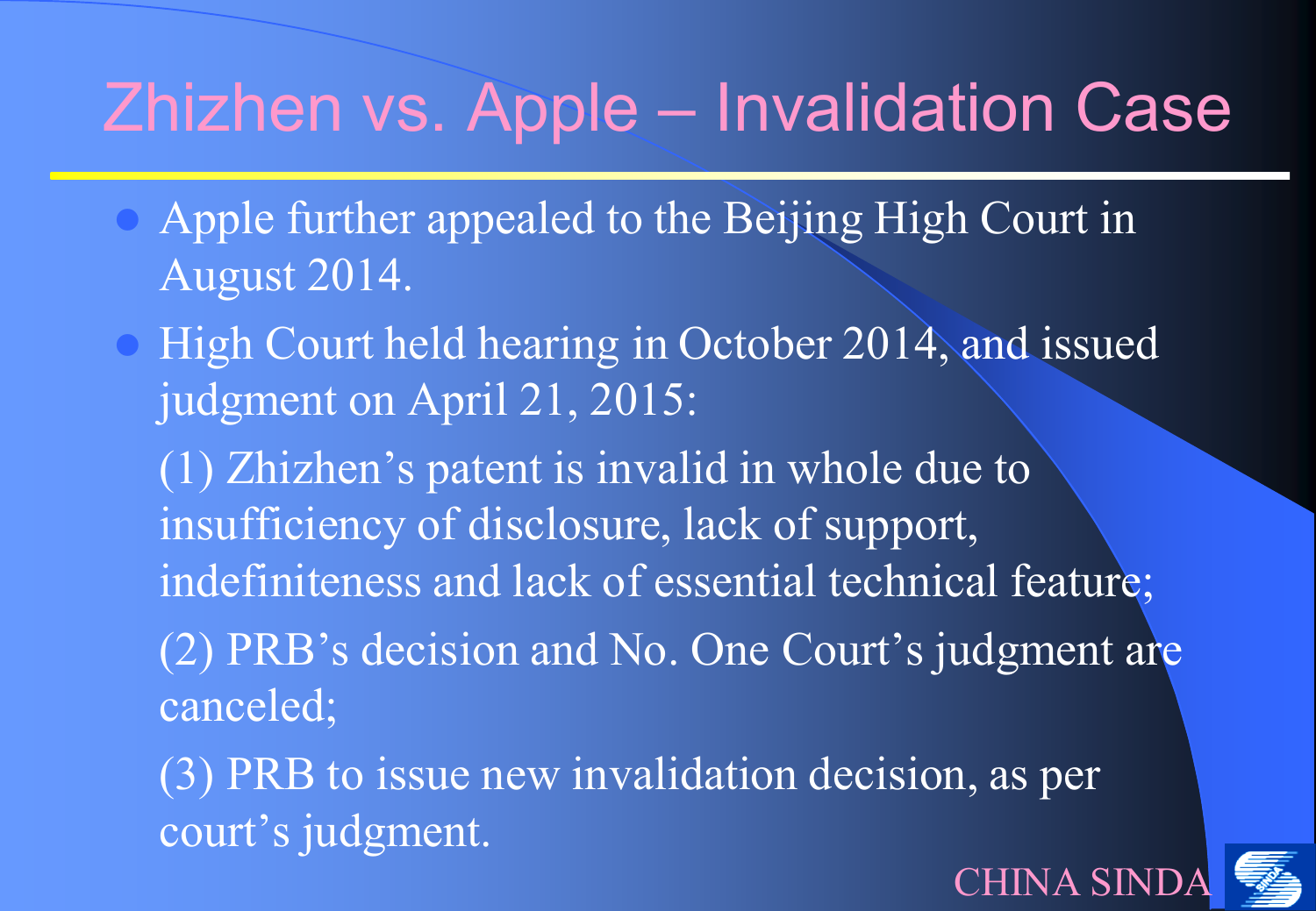# Zhizhen vs. Apple – Invalidation Case

- Apple further appealed to the Beijing High Court in August 2014.
- High Court held hearing in October 2014, and issued judgment on April 21, 2015:

  (1) Zhizhen's patent is invalid in whole due to insufficiency of disclosure, lack of support, indefiniteness and lack of essential technical feature;

  (2) PRB's decision and No. One Court's judgment are canceled;

  (3) PRB to issue new invalidation decision, as per court's judgment.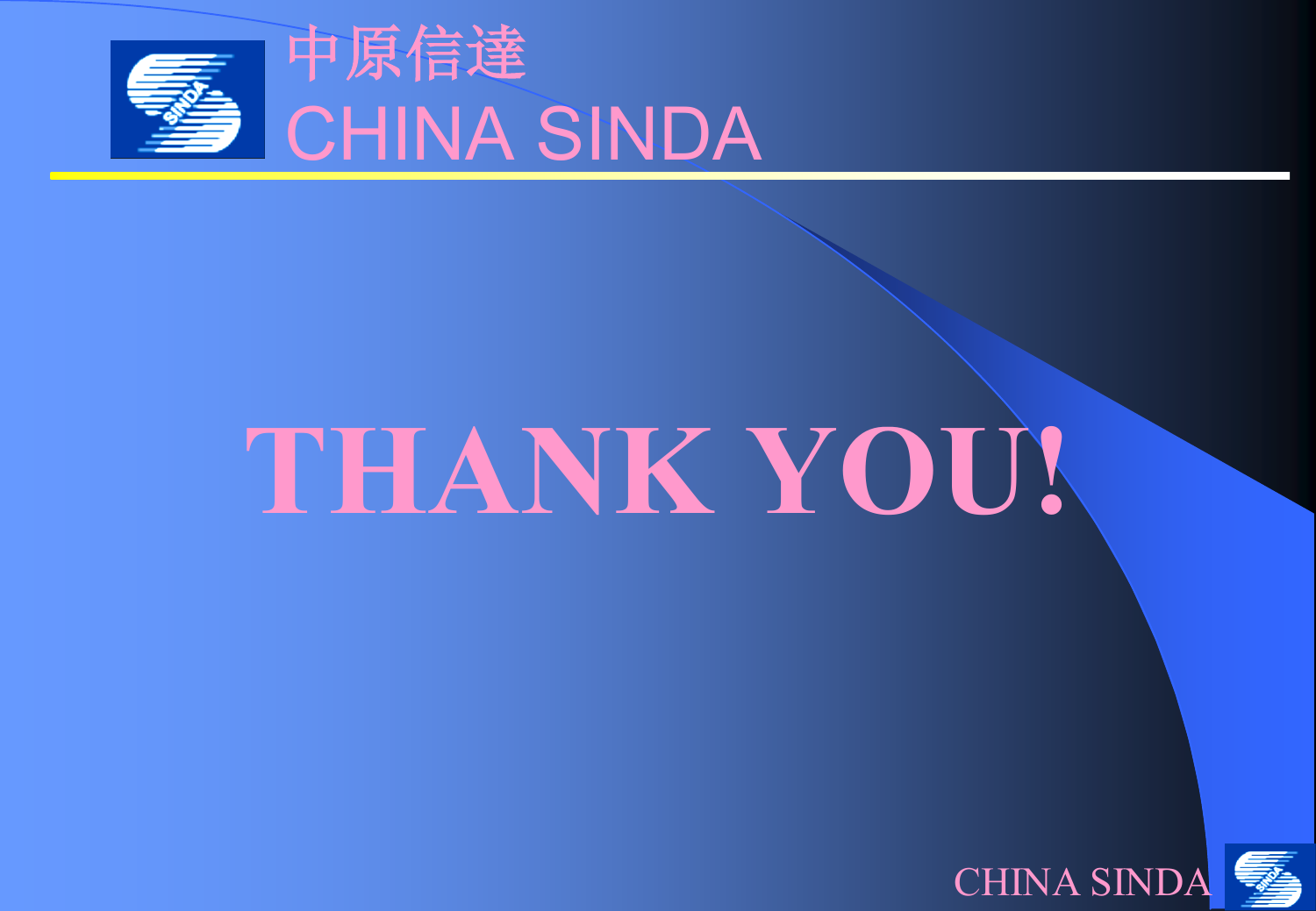中原信達
CHINA SINDA

# THANK YOU!